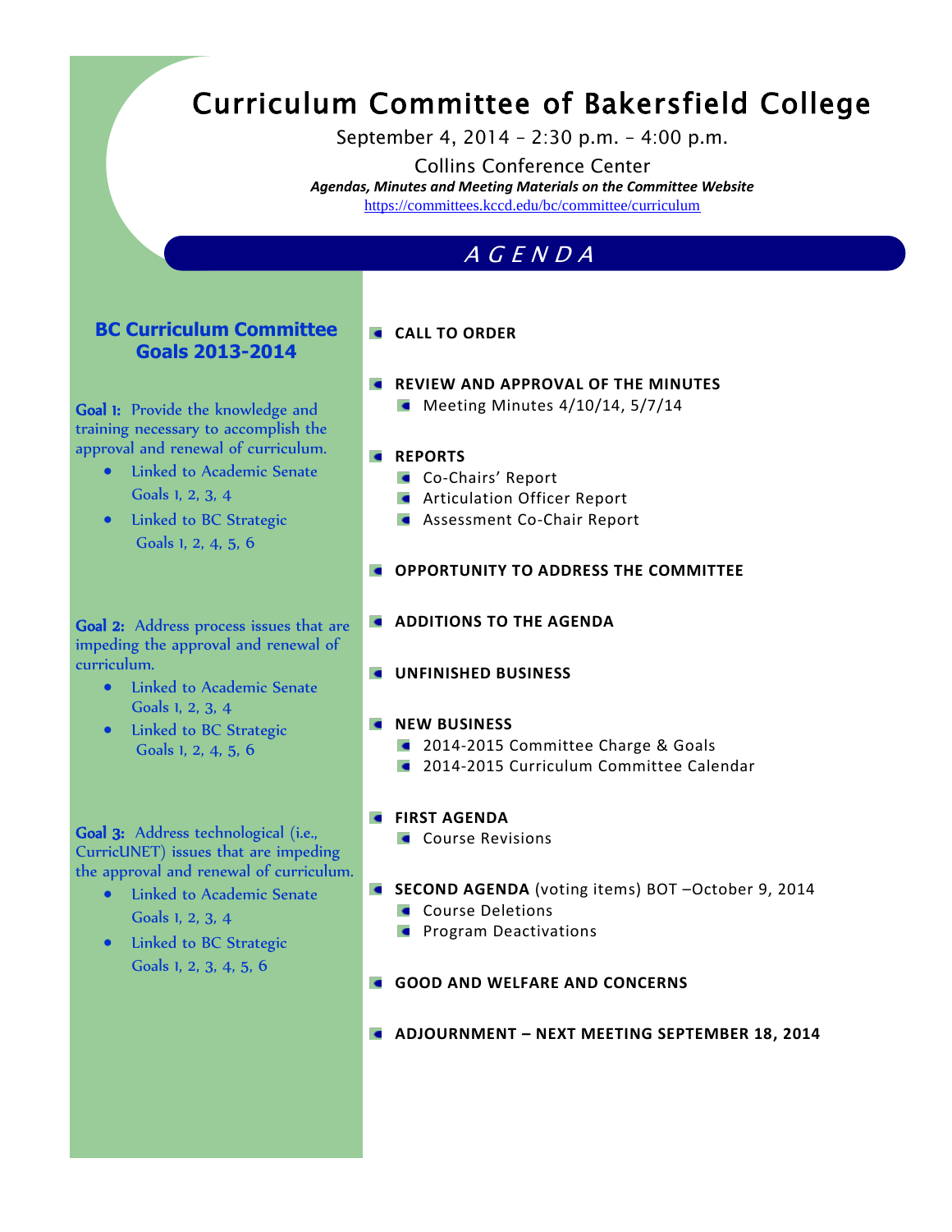# Curriculum Committee of Bakersfield College

September 4, 2014 – 2:30 p.m. – 4:00 p.m.

Collins Conference Center

***Agendas, Minutes and Meeting Materials on the Committee Website***

https://committees.kccd.edu/bc/committee/curriculum

## *A G E N D A*

- **CALL TO ORDER**
- **REVIEW AND APPROVAL OF THE MINUTES**
  - Meeting Minutes 4/10/14, 5/7/14
- **REPORTS**
  - Co-Chairs' Report
  - Articulation Officer Report
  - Assessment Co-Chair Report
- **OPPORTUNITY TO ADDRESS THE COMMITTEE**
- **ADDITIONS TO THE AGENDA**
- **UNFINISHED BUSINESS**
- **NEW BUSINESS**
  - 2014-2015 Committee Charge & Goals
  - 2014-2015 Curriculum Committee Calendar
- **FIRST AGENDA**
  - Course Revisions
- **SECOND AGENDA** (voting items) BOT –October 9, 2014
  - Course Deletions
  - Program Deactivations
- **GOOD AND WELFARE AND CONCERNS**
- **ADJOURNMENT – NEXT MEETING SEPTEMBER 18, 2014**

## BC Curriculum Committee Goals 2013-2014

**Goal 1:** Provide the knowledge and training necessary to accomplish the approval and renewal of curriculum.

- Linked to Academic Senate Goals 1, 2, 3, 4
- Linked to BC Strategic Goals 1, 2, 4, 5, 6

**Goal 2:** Address process issues that are impeding the approval and renewal of curriculum.

- Linked to Academic Senate Goals 1, 2, 3, 4
- Linked to BC Strategic Goals 1, 2, 4, 5, 6

**Goal 3:** Address technological (i.e., CurricUNET) issues that are impeding the approval and renewal of curriculum.

- Linked to Academic Senate Goals 1, 2, 3, 4
- Linked to BC Strategic Goals 1, 2, 3, 4, 5, 6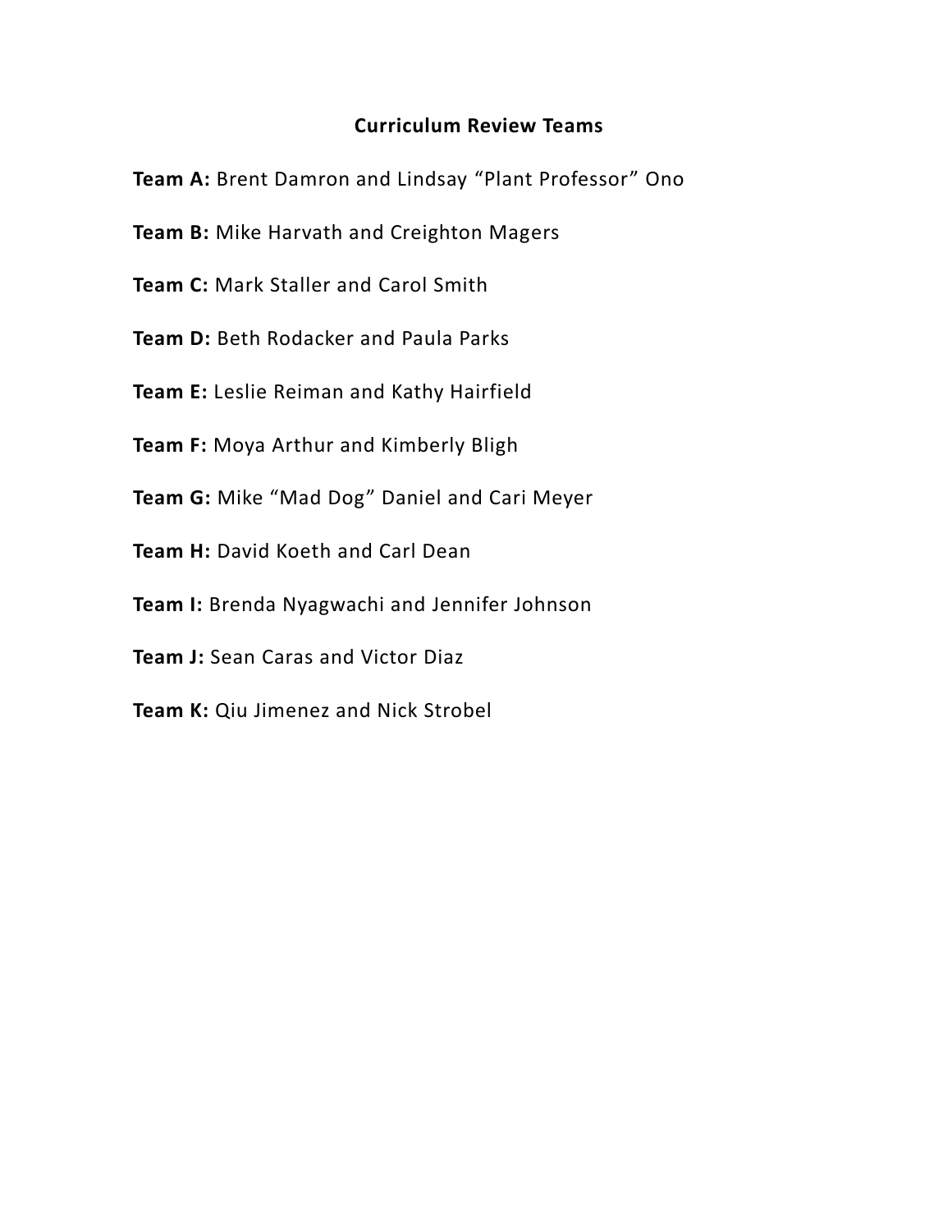**Curriculum Review Teams**

**Team A:** Brent Damron and Lindsay “Plant Professor” Ono

**Team B:** Mike Harvath and Creighton Magers

**Team C:** Mark Staller and Carol Smith

**Team D:** Beth Rodacker and Paula Parks

**Team E:** Leslie Reiman and Kathy Hairfield

**Team F:** Moya Arthur and Kimberly Bligh

**Team G:** Mike “Mad Dog” Daniel and Cari Meyer

**Team H:** David Koeth and Carl Dean

**Team I:** Brenda Nyagwachi and Jennifer Johnson

**Team J:** Sean Caras and Victor Diaz

**Team K:** Qiu Jimenez and Nick Strobel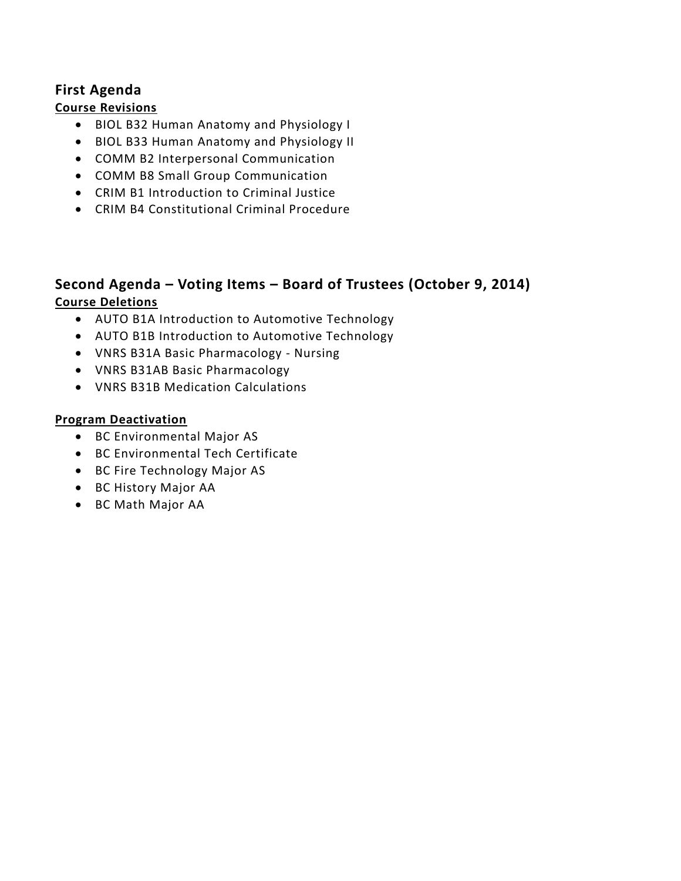## First Agenda

**Course Revisions**

- BIOL B32 Human Anatomy and Physiology I
- BIOL B33 Human Anatomy and Physiology II
- COMM B2 Interpersonal Communication
- COMM B8 Small Group Communication
- CRIM B1 Introduction to Criminal Justice
- CRIM B4 Constitutional Criminal Procedure

## Second Agenda – Voting Items – Board of Trustees (October 9, 2014)

**Course Deletions**

- AUTO B1A Introduction to Automotive Technology
- AUTO B1B Introduction to Automotive Technology
- VNRS B31A Basic Pharmacology - Nursing
- VNRS B31AB Basic Pharmacology
- VNRS B31B Medication Calculations

**Program Deactivation**

- BC Environmental Major AS
- BC Environmental Tech Certificate
- BC Fire Technology Major AS
- BC History Major AA
- BC Math Major AA